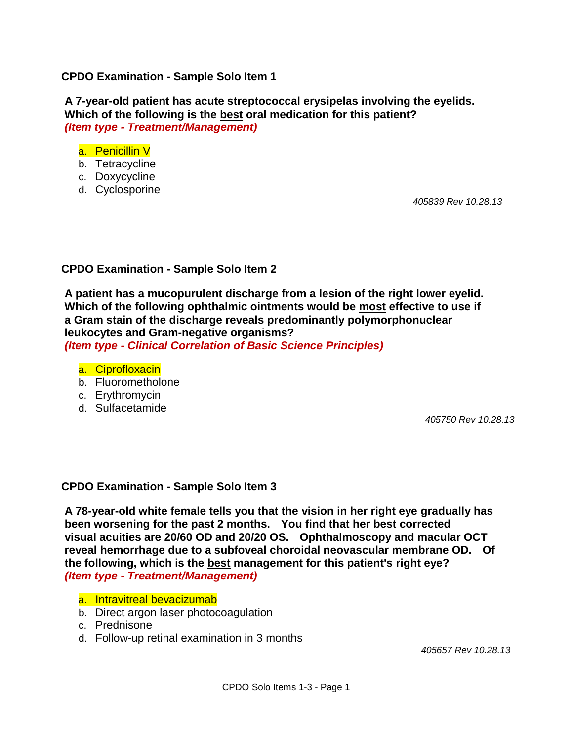## CPDO Examination - Sample Solo Item 1

**A 7-year-old patient has acute streptococcal erysipelas involving the eyelids. Which of the following is the <u>best</u> oral medication for this patient?**
***(Item type - Treatment/Management)***

a. Penicillin V
b. Tetracycline
c. Doxycycline
d. Cyclosporine

*405839 Rev 10.28.13*

## CPDO Examination - Sample Solo Item 2

**A patient has a mucopurulent discharge from a lesion of the right lower eyelid. Which of the following ophthalmic ointments would be <u>most</u> effective to use if a Gram stain of the discharge reveals predominantly polymorphonuclear leukocytes and Gram-negative organisms?**
***(Item type - Clinical Correlation of Basic Science Principles)***

a. Ciprofloxacin
b. Fluorometholone
c. Erythromycin
d. Sulfacetamide

*405750 Rev 10.28.13*

## CPDO Examination - Sample Solo Item 3

**A 78-year-old white female tells you that the vision in her right eye gradually has been worsening for the past 2 months. You find that her best corrected visual acuities are 20/60 OD and 20/20 OS. Ophthalmoscopy and macular OCT reveal hemorrhage due to a subfoveal choroidal neovascular membrane OD. Of the following, which is the <u>best</u> management for this patient's right eye?**
***(Item type - Treatment/Management)***

a. Intravitreal bevacizumab
b. Direct argon laser photocoagulation
c. Prednisone
d. Follow-up retinal examination in 3 months

*405657 Rev 10.28.13*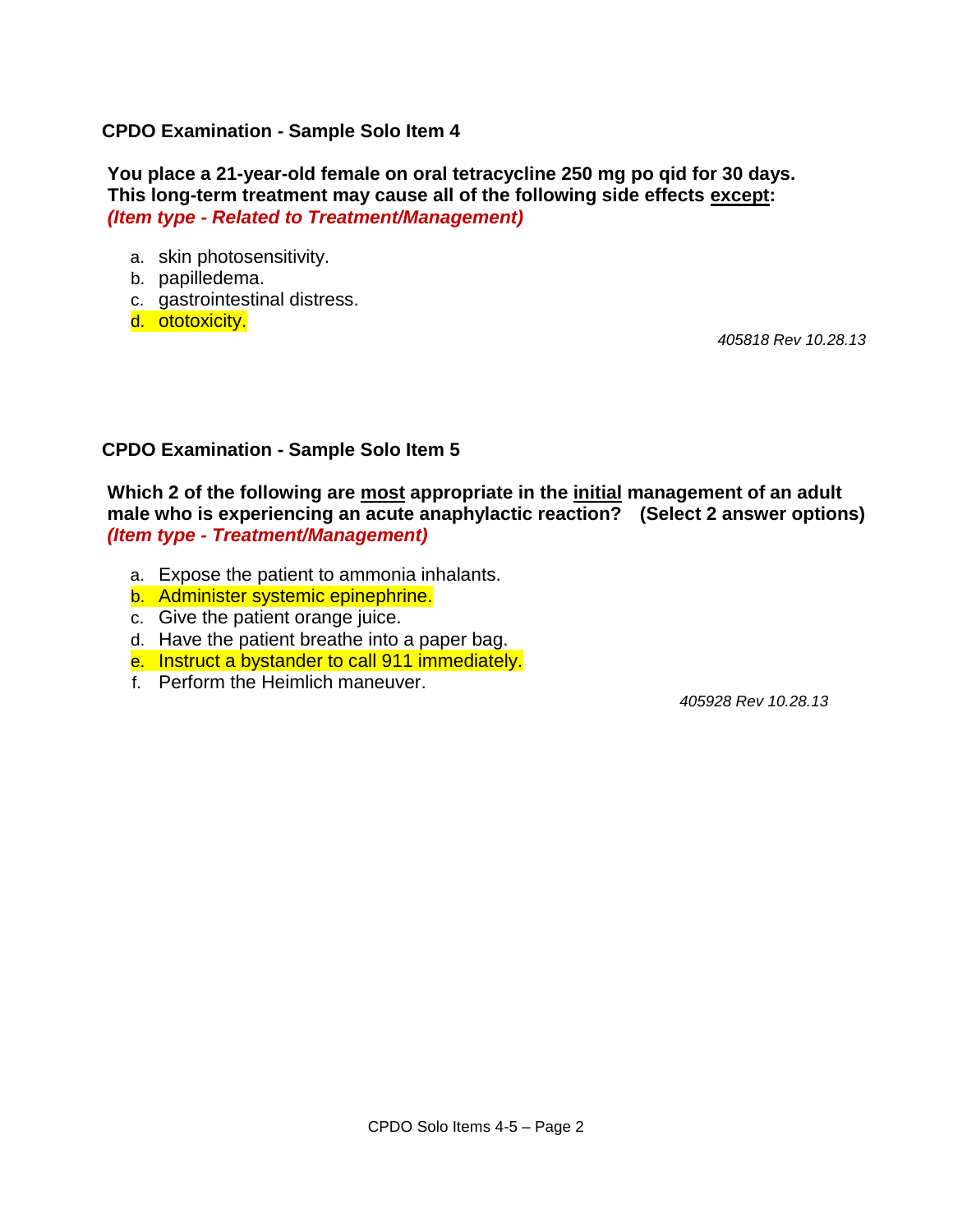### CPDO Examination - Sample Solo Item 4

**You place a 21-year-old female on oral tetracycline 250 mg po qid for 30 days. This long-term treatment may cause all of the following side effects <u>except</u>:**
***(Item type - Related to Treatment/Management)***

a. skin photosensitivity.
b. papilledema.
c. gastrointestinal distress.
d. ototoxicity.

*405818 Rev 10.28.13*

### CPDO Examination - Sample Solo Item 5

**Which 2 of the following are <u>most</u> appropriate in the <u>initial</u> management of an adult male who is experiencing an acute anaphylactic reaction? (Select 2 answer options)**
***(Item type - Treatment/Management)***

a. Expose the patient to ammonia inhalants.
b. Administer systemic epinephrine.
c. Give the patient orange juice.
d. Have the patient breathe into a paper bag.
e. Instruct a bystander to call 911 immediately.
f. Perform the Heimlich maneuver.

*405928 Rev 10.28.13*